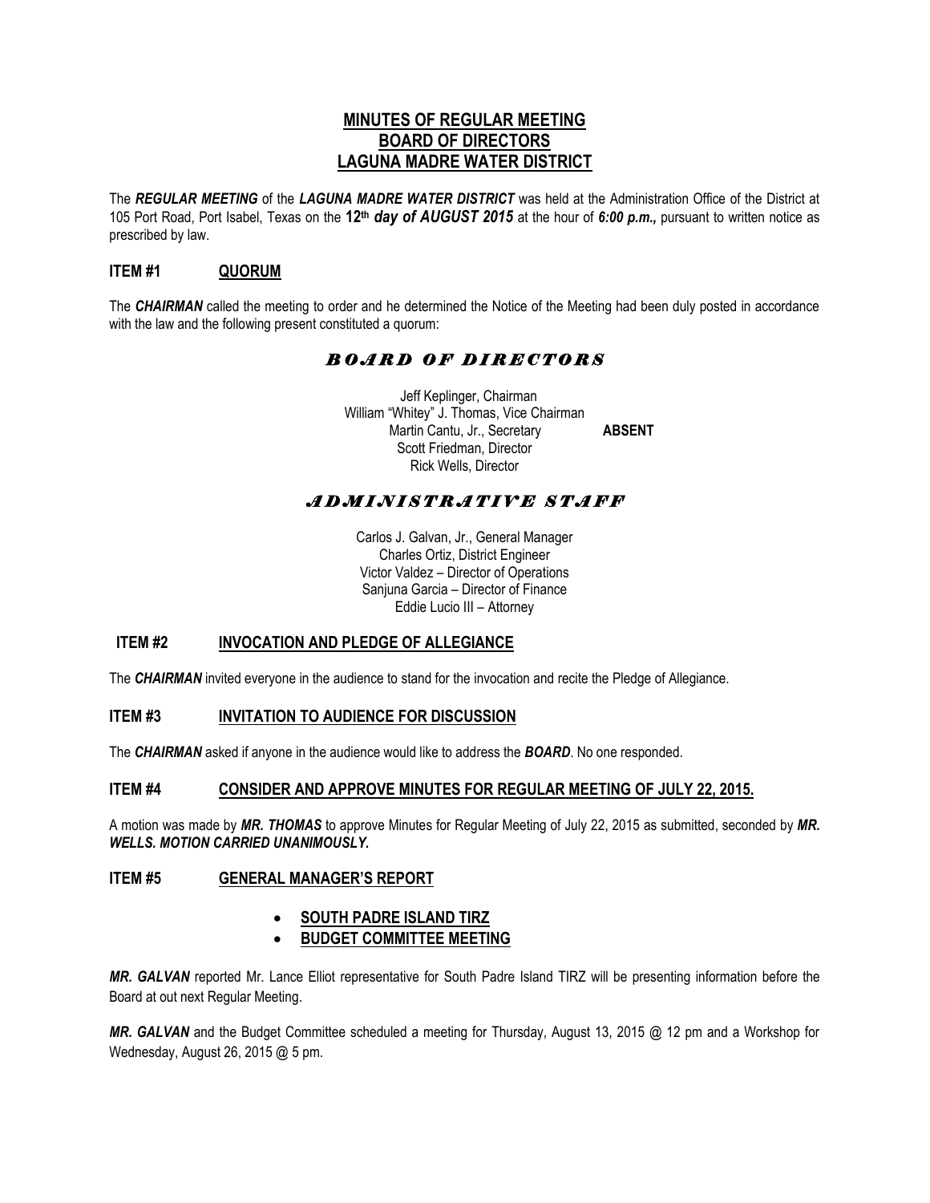# MINUTES OF REGULAR MEETING
# BOARD OF DIRECTORS
# LAGUNA MADRE WATER DISTRICT

The ***REGULAR MEETING*** of the ***LAGUNA MADRE WATER DISTRICT*** was held at the Administration Office of the District at 105 Port Road, Port Isabel, Texas on the **12th** ***day of AUGUST 2015*** at the hour of ***6:00 p.m.,*** pursuant to written notice as prescribed by law.

## ITEM #1 QUORUM

The ***CHAIRMAN*** called the meeting to order and he determined the Notice of the Meeting had been duly posted in accordance with the law and the following present constituted a quorum:

### *BOARD OF DIRECTORS*

Jeff Keplinger, Chairman
William "Whitey" J. Thomas, Vice Chairman
Martin Cantu, Jr., Secretary **ABSENT**
Scott Friedman, Director
Rick Wells, Director

### *ADMINISTRATIVE STAFF*

Carlos J. Galvan, Jr., General Manager
Charles Ortiz, District Engineer
Victor Valdez – Director of Operations
Sanjuna Garcia – Director of Finance
Eddie Lucio III – Attorney

## ITEM #2 INVOCATION AND PLEDGE OF ALLEGIANCE

The ***CHAIRMAN*** invited everyone in the audience to stand for the invocation and recite the Pledge of Allegiance.

## ITEM #3 INVITATION TO AUDIENCE FOR DISCUSSION

The ***CHAIRMAN*** asked if anyone in the audience would like to address the ***BOARD***. No one responded.

## ITEM #4 CONSIDER AND APPROVE MINUTES FOR REGULAR MEETING OF JULY 22, 2015.

A motion was made by ***MR. THOMAS*** to approve Minutes for Regular Meeting of July 22, 2015 as submitted, seconded by ***MR. WELLS. MOTION CARRIED UNANIMOUSLY.***

## ITEM #5 GENERAL MANAGER'S REPORT

- **SOUTH PADRE ISLAND TIRZ**
- **BUDGET COMMITTEE MEETING**

***MR. GALVAN*** reported Mr. Lance Elliot representative for South Padre Island TIRZ will be presenting information before the Board at out next Regular Meeting.

***MR. GALVAN*** and the Budget Committee scheduled a meeting for Thursday, August 13, 2015 @ 12 pm and a Workshop for Wednesday, August 26, 2015 @ 5 pm.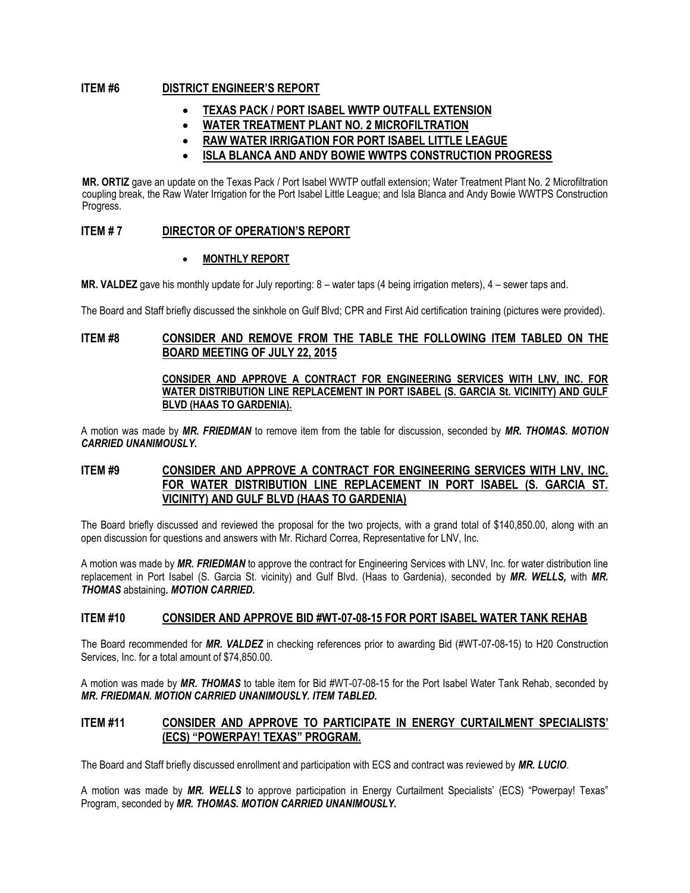## ITEM #6 DISTRICT ENGINEER'S REPORT

- **TEXAS PACK / PORT ISABEL WWTP OUTFALL EXTENSION**
- **WATER TREATMENT PLANT NO. 2 MICROFILTRATION**
- **RAW WATER IRRIGATION FOR PORT ISABEL LITTLE LEAGUE**
- **ISLA BLANCA AND ANDY BOWIE WWTPS CONSTRUCTION PROGRESS**

**MR. ORTIZ** gave an update on the Texas Pack / Port Isabel WWTP outfall extension; Water Treatment Plant No. 2 Microfiltration coupling break, the Raw Water Irrigation for the Port Isabel Little League; and Isla Blanca and Andy Bowie WWTPS Construction Progress.

## ITEM # 7 DIRECTOR OF OPERATION'S REPORT

- **MONTHLY REPORT**

**MR. VALDEZ** gave his monthly update for July reporting: 8 – water taps (4 being irrigation meters), 4 – sewer taps and.

The Board and Staff briefly discussed the sinkhole on Gulf Blvd; CPR and First Aid certification training (pictures were provided).

## ITEM #8 CONSIDER AND REMOVE FROM THE TABLE THE FOLLOWING ITEM TABLED ON THE BOARD MEETING OF JULY 22, 2015

**CONSIDER AND APPROVE A CONTRACT FOR ENGINEERING SERVICES WITH LNV, INC. FOR WATER DISTRIBUTION LINE REPLACEMENT IN PORT ISABEL (S. GARCIA St. VICINITY) AND GULF BLVD (HAAS TO GARDENIA).**

A motion was made by ***MR. FRIEDMAN*** to remove item from the table for discussion, seconded by ***MR. THOMAS. MOTION CARRIED UNANIMOUSLY.***

## ITEM #9 CONSIDER AND APPROVE A CONTRACT FOR ENGINEERING SERVICES WITH LNV, INC. FOR WATER DISTRIBUTION LINE REPLACEMENT IN PORT ISABEL (S. GARCIA ST. VICINITY) AND GULF BLVD (HAAS TO GARDENIA)

The Board briefly discussed and reviewed the proposal for the two projects, with a grand total of $140,850.00, along with an open discussion for questions and answers with Mr. Richard Correa, Representative for LNV, Inc.

A motion was made by ***MR. FRIEDMAN*** to approve the contract for Engineering Services with LNV, Inc. for water distribution line replacement in Port Isabel (S. Garcia St. vicinity) and Gulf Blvd. (Haas to Gardenia), seconded by ***MR. WELLS,*** with ***MR. THOMAS*** abstaining***. MOTION CARRIED.***

## ITEM #10 CONSIDER AND APPROVE BID #WT-07-08-15 FOR PORT ISABEL WATER TANK REHAB

The Board recommended for ***MR. VALDEZ*** in checking references prior to awarding Bid (#WT-07-08-15) to H20 Construction Services, Inc. for a total amount of $74,850.00.

A motion was made by ***MR. THOMAS*** to table item for Bid #WT-07-08-15 for the Port Isabel Water Tank Rehab, seconded by ***MR. FRIEDMAN. MOTION CARRIED UNANIMOUSLY. ITEM TABLED.***

## ITEM #11 CONSIDER AND APPROVE TO PARTICIPATE IN ENERGY CURTAILMENT SPECIALISTS' (ECS) "POWERPAY! TEXAS" PROGRAM.

The Board and Staff briefly discussed enrollment and participation with ECS and contract was reviewed by ***MR. LUCIO***.

A motion was made by ***MR. WELLS*** to approve participation in Energy Curtailment Specialists' (ECS) "Powerpay! Texas" Program, seconded by ***MR. THOMAS. MOTION CARRIED UNANIMOUSLY.***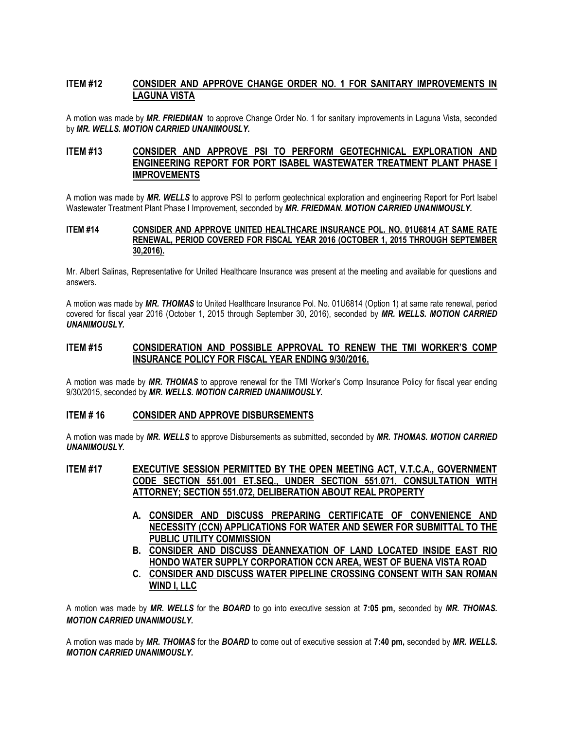## ITEM #12 CONSIDER AND APPROVE CHANGE ORDER NO. 1 FOR SANITARY IMPROVEMENTS IN LAGUNA VISTA

A motion was made by ***MR. FRIEDMAN*** to approve Change Order No. 1 for sanitary improvements in Laguna Vista, seconded by ***MR. WELLS. MOTION CARRIED UNANIMOUSLY.***

## ITEM #13 CONSIDER AND APPROVE PSI TO PERFORM GEOTECHNICAL EXPLORATION AND ENGINEERING REPORT FOR PORT ISABEL WASTEWATER TREATMENT PLANT PHASE I IMPROVEMENTS

A motion was made by ***MR. WELLS*** to approve PSI to perform geotechnical exploration and engineering Report for Port Isabel Wastewater Treatment Plant Phase I Improvement, seconded by ***MR. FRIEDMAN. MOTION CARRIED UNANIMOUSLY.***

## ITEM #14 CONSIDER AND APPROVE UNITED HEALTHCARE INSURANCE POL. NO. 01U6814 AT SAME RATE RENEWAL, PERIOD COVERED FOR FISCAL YEAR 2016 (OCTOBER 1, 2015 THROUGH SEPTEMBER 30,2016).

Mr. Albert Salinas, Representative for United Healthcare Insurance was present at the meeting and available for questions and answers.

A motion was made by ***MR. THOMAS*** to United Healthcare Insurance Pol. No. 01U6814 (Option 1) at same rate renewal, period covered for fiscal year 2016 (October 1, 2015 through September 30, 2016), seconded by ***MR. WELLS. MOTION CARRIED UNANIMOUSLY.***

## ITEM #15 CONSIDERATION AND POSSIBLE APPROVAL TO RENEW THE TMI WORKER'S COMP INSURANCE POLICY FOR FISCAL YEAR ENDING 9/30/2016.

A motion was made by ***MR. THOMAS*** to approve renewal for the TMI Worker's Comp Insurance Policy for fiscal year ending 9/30/2015, seconded by ***MR. WELLS. MOTION CARRIED UNANIMOUSLY.***

## ITEM # 16 CONSIDER AND APPROVE DISBURSEMENTS

A motion was made by ***MR. WELLS*** to approve Disbursements as submitted, seconded by ***MR. THOMAS. MOTION CARRIED UNANIMOUSLY.***

## ITEM #17 EXECUTIVE SESSION PERMITTED BY THE OPEN MEETING ACT, V.T.C.A., GOVERNMENT CODE SECTION 551.001 ET.SEQ., UNDER SECTION 551.071, CONSULTATION WITH ATTORNEY; SECTION 551.072, DELIBERATION ABOUT REAL PROPERTY

**A. CONSIDER AND DISCUSS PREPARING CERTIFICATE OF CONVENIENCE AND NECESSITY (CCN) APPLICATIONS FOR WATER AND SEWER FOR SUBMITTAL TO THE PUBLIC UTILITY COMMISSION**

**B. CONSIDER AND DISCUSS DEANNEXATION OF LAND LOCATED INSIDE EAST RIO HONDO WATER SUPPLY CORPORATION CCN AREA, WEST OF BUENA VISTA ROAD**

**C. CONSIDER AND DISCUSS WATER PIPELINE CROSSING CONSENT WITH SAN ROMAN WIND I, LLC**

A motion was made by ***MR. WELLS*** for the ***BOARD*** to go into executive session at **7:05 pm,** seconded by ***MR. THOMAS. MOTION CARRIED UNANIMOUSLY.***

A motion was made by ***MR. THOMAS*** for the ***BOARD*** to come out of executive session at **7:40 pm,** seconded by ***MR. WELLS. MOTION CARRIED UNANIMOUSLY.***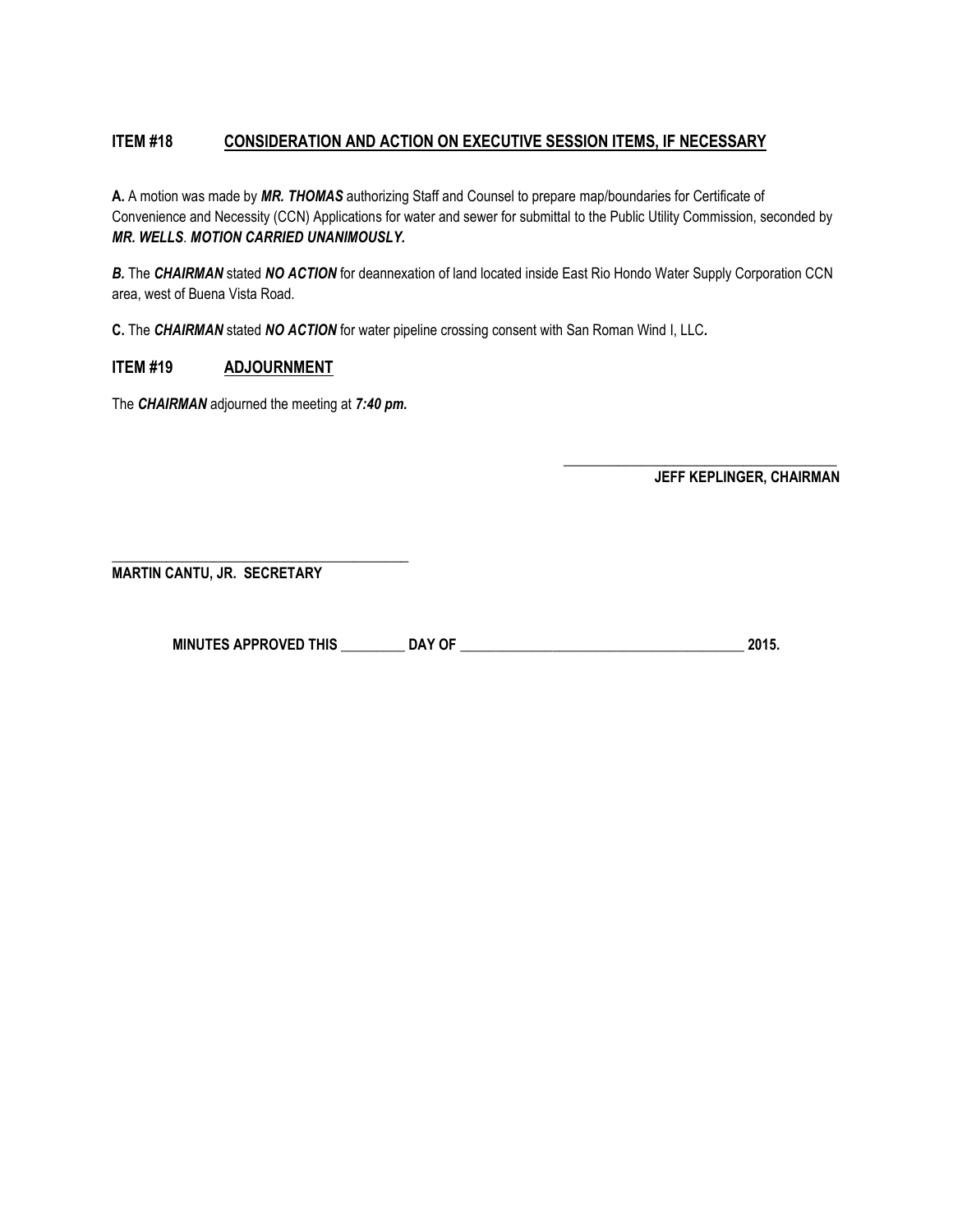## ITEM #18 CONSIDERATION AND ACTION ON EXECUTIVE SESSION ITEMS, IF NECESSARY

**A.** A motion was made by ***MR. THOMAS*** authorizing Staff and Counsel to prepare map/boundaries for Certificate of Convenience and Necessity (CCN) Applications for water and sewer for submittal to the Public Utility Commission, seconded by ***MR. WELLS***. ***MOTION CARRIED UNANIMOUSLY.***

***B.*** The ***CHAIRMAN*** stated ***NO ACTION*** for deannexation of land located inside East Rio Hondo Water Supply Corporation CCN area, west of Buena Vista Road.

**C.** The ***CHAIRMAN*** stated ***NO ACTION*** for water pipeline crossing consent with San Roman Wind I, LLC**.**

## ITEM #19 ADJOURNMENT

The ***CHAIRMAN*** adjourned the meeting at ***7:40 pm.***

\_\_\_\_\_\_\_\_\_\_\_\_\_\_\_\_\_\_\_\_\_\_\_\_\_\_\_\_\_\_\_\_\_\_\_\_\_\_\_\_
**JEFF KEPLINGER, CHAIRMAN**

\_\_\_\_\_\_\_\_\_\_\_\_\_\_\_\_\_\_\_\_\_\_\_\_\_\_\_\_\_\_\_\_\_\_\_\_\_\_\_\_
**MARTIN CANTU, JR. SECRETARY**

**MINUTES APPROVED THIS \_\_\_\_\_\_\_\_\_ DAY OF \_\_\_\_\_\_\_\_\_\_\_\_\_\_\_\_\_\_\_\_\_\_\_\_\_\_\_\_\_\_\_\_\_\_\_\_\_\_\_\_ 2015.**